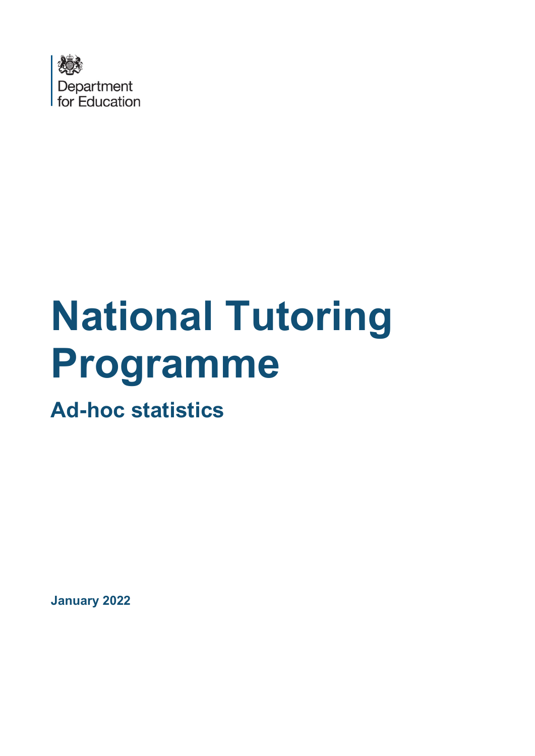Department for Education

# National Tutoring Programme

## Ad-hoc statistics

**January 2022**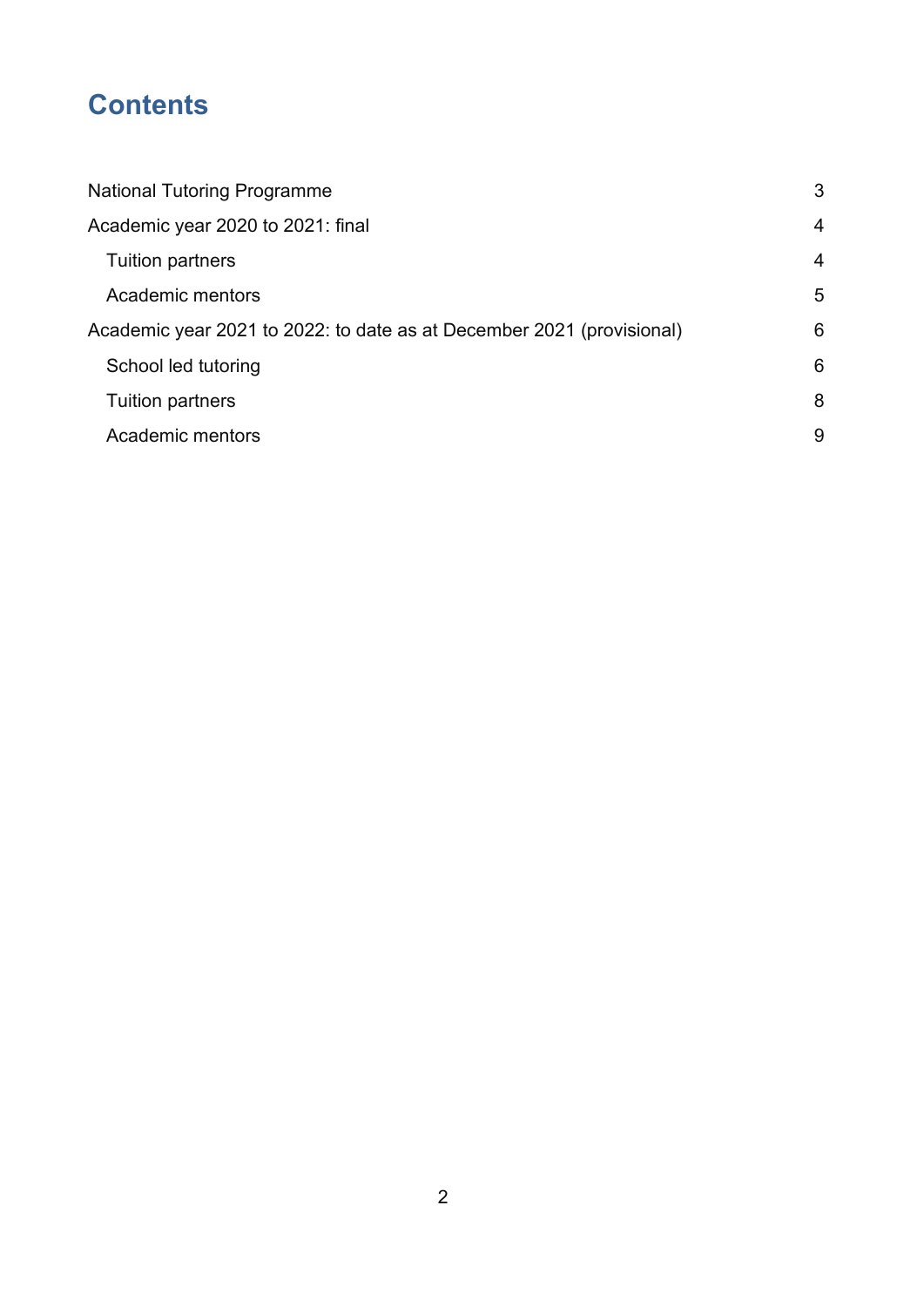# Contents

- National Tutoring Programme 3
- Academic year 2020 to 2021: final 4
  - Tuition partners 4
  - Academic mentors 5
- Academic year 2021 to 2022: to date as at December 2021 (provisional) 6
  - School led tutoring 6
  - Tuition partners 8
  - Academic mentors 9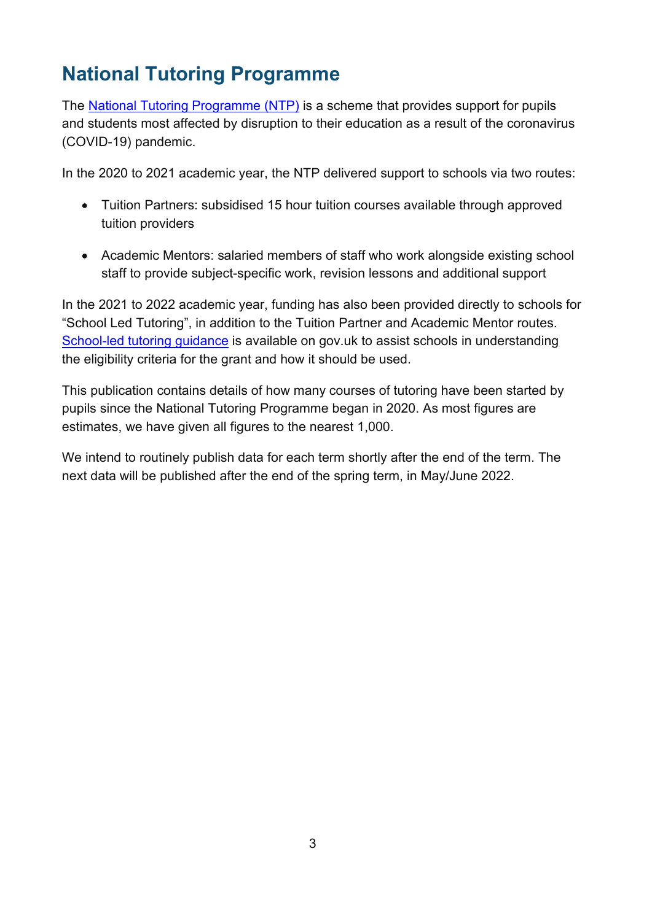# National Tutoring Programme

The [National Tutoring Programme (NTP)](https://nationaltutoring.org.uk/) is a scheme that provides support for pupils and students most affected by disruption to their education as a result of the coronavirus (COVID-19) pandemic.

In the 2020 to 2021 academic year, the NTP delivered support to schools via two routes:

- Tuition Partners: subsidised 15 hour tuition courses available through approved tuition providers
- Academic Mentors: salaried members of staff who work alongside existing school staff to provide subject-specific work, revision lessons and additional support

In the 2021 to 2022 academic year, funding has also been provided directly to schools for "School Led Tutoring", in addition to the Tuition Partner and Academic Mentor routes. School-led tutoring guidance is available on gov.uk to assist schools in understanding the eligibility criteria for the grant and how it should be used.

This publication contains details of how many courses of tutoring have been started by pupils since the National Tutoring Programme began in 2020. As most figures are estimates, we have given all figures to the nearest 1,000.

We intend to routinely publish data for each term shortly after the end of the term. The next data will be published after the end of the spring term, in May/June 2022.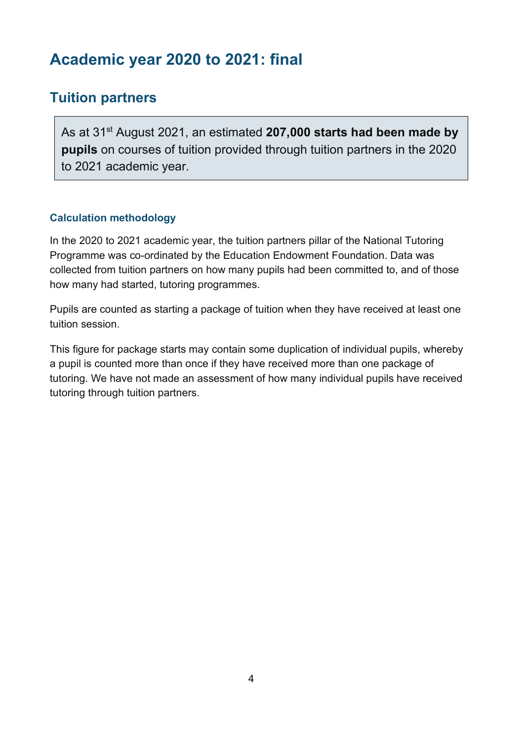# Academic year 2020 to 2021: final

## Tuition partners

As at 31st August 2021, an estimated **207,000 starts had been made by pupils** on courses of tuition provided through tuition partners in the 2020 to 2021 academic year.

### Calculation methodology

In the 2020 to 2021 academic year, the tuition partners pillar of the National Tutoring Programme was co-ordinated by the Education Endowment Foundation. Data was collected from tuition partners on how many pupils had been committed to, and of those how many had started, tutoring programmes.

Pupils are counted as starting a package of tuition when they have received at least one tuition session.

This figure for package starts may contain some duplication of individual pupils, whereby a pupil is counted more than once if they have received more than one package of tutoring. We have not made an assessment of how many individual pupils have received tutoring through tuition partners.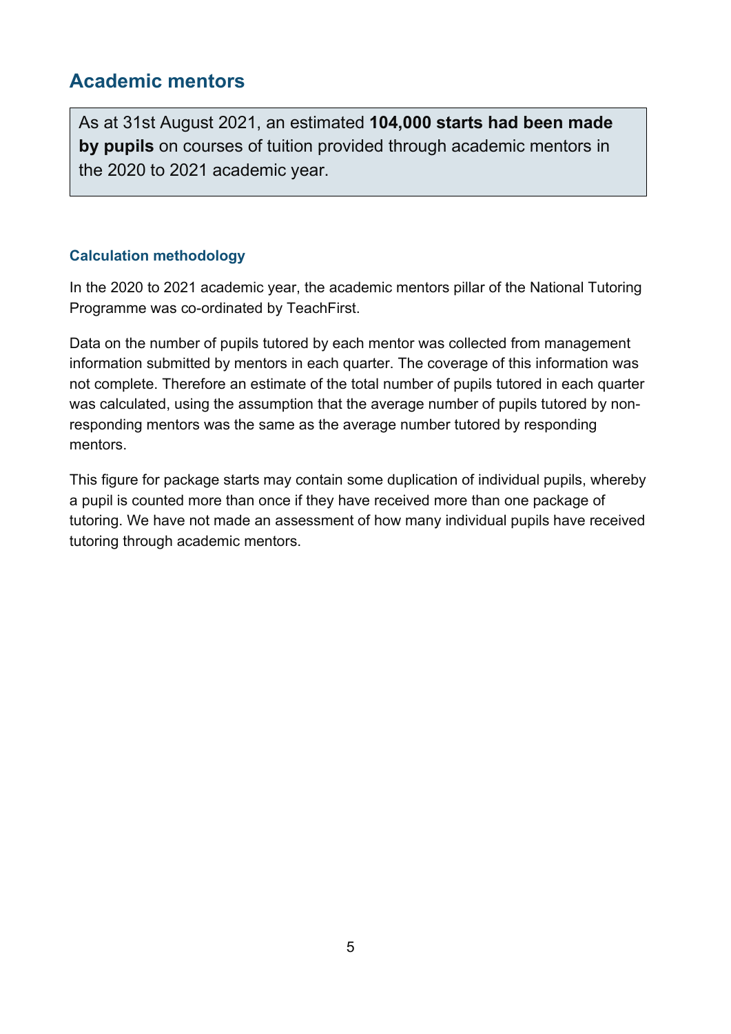## Academic mentors

> As at 31st August 2021, an estimated **104,000 starts had been made by pupils** on courses of tuition provided through academic mentors in the 2020 to 2021 academic year.

### Calculation methodology

In the 2020 to 2021 academic year, the academic mentors pillar of the National Tutoring Programme was co-ordinated by TeachFirst.

Data on the number of pupils tutored by each mentor was collected from management information submitted by mentors in each quarter. The coverage of this information was not complete. Therefore an estimate of the total number of pupils tutored in each quarter was calculated, using the assumption that the average number of pupils tutored by non-responding mentors was the same as the average number tutored by responding mentors.

This figure for package starts may contain some duplication of individual pupils, whereby a pupil is counted more than once if they have received more than one package of tutoring. We have not made an assessment of how many individual pupils have received tutoring through academic mentors.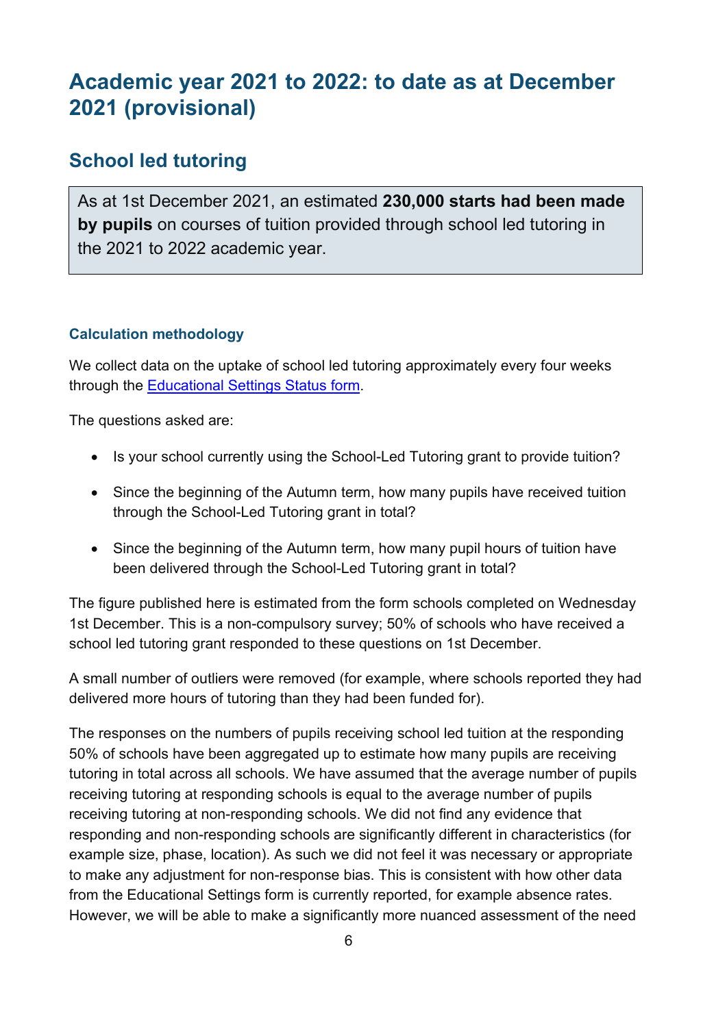# Academic year 2021 to 2022: to date as at December 2021 (provisional)

## School led tutoring

As at 1st December 2021, an estimated **230,000 starts had been made by pupils** on courses of tuition provided through school led tutoring in the 2021 to 2022 academic year.

#### Calculation methodology

We collect data on the uptake of school led tutoring approximately every four weeks through the [Educational Settings Status form](#).

The questions asked are:

- Is your school currently using the School-Led Tutoring grant to provide tuition?
- Since the beginning of the Autumn term, how many pupils have received tuition through the School-Led Tutoring grant in total?
- Since the beginning of the Autumn term, how many pupil hours of tuition have been delivered through the School-Led Tutoring grant in total?

The figure published here is estimated from the form schools completed on Wednesday 1st December. This is a non-compulsory survey; 50% of schools who have received a school led tutoring grant responded to these questions on 1st December.

A small number of outliers were removed (for example, where schools reported they had delivered more hours of tutoring than they had been funded for).

The responses on the numbers of pupils receiving school led tuition at the responding 50% of schools have been aggregated up to estimate how many pupils are receiving tutoring in total across all schools. We have assumed that the average number of pupils receiving tutoring at responding schools is equal to the average number of pupils receiving tutoring at non-responding schools. We did not find any evidence that responding and non-responding schools are significantly different in characteristics (for example size, phase, location). As such we did not feel it was necessary or appropriate to make any adjustment for non-response bias. This is consistent with how other data from the Educational Settings form is currently reported, for example absence rates. However, we will be able to make a significantly more nuanced assessment of the need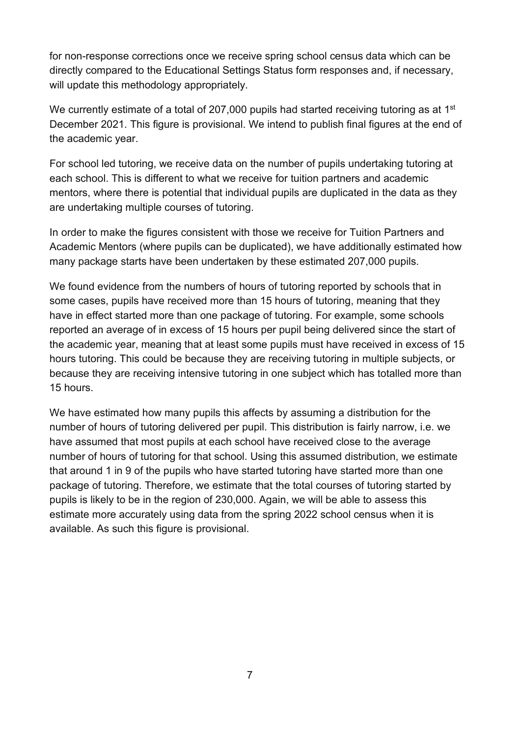for non-response corrections once we receive spring school census data which can be directly compared to the Educational Settings Status form responses and, if necessary, will update this methodology appropriately.

We currently estimate of a total of 207,000 pupils had started receiving tutoring as at 1st December 2021. This figure is provisional. We intend to publish final figures at the end of the academic year.

For school led tutoring, we receive data on the number of pupils undertaking tutoring at each school. This is different to what we receive for tuition partners and academic mentors, where there is potential that individual pupils are duplicated in the data as they are undertaking multiple courses of tutoring.

In order to make the figures consistent with those we receive for Tuition Partners and Academic Mentors (where pupils can be duplicated), we have additionally estimated how many package starts have been undertaken by these estimated 207,000 pupils.

We found evidence from the numbers of hours of tutoring reported by schools that in some cases, pupils have received more than 15 hours of tutoring, meaning that they have in effect started more than one package of tutoring. For example, some schools reported an average of in excess of 15 hours per pupil being delivered since the start of the academic year, meaning that at least some pupils must have received in excess of 15 hours tutoring. This could be because they are receiving tutoring in multiple subjects, or because they are receiving intensive tutoring in one subject which has totalled more than 15 hours.

We have estimated how many pupils this affects by assuming a distribution for the number of hours of tutoring delivered per pupil. This distribution is fairly narrow, i.e. we have assumed that most pupils at each school have received close to the average number of hours of tutoring for that school. Using this assumed distribution, we estimate that around 1 in 9 of the pupils who have started tutoring have started more than one package of tutoring. Therefore, we estimate that the total courses of tutoring started by pupils is likely to be in the region of 230,000. Again, we will be able to assess this estimate more accurately using data from the spring 2022 school census when it is available. As such this figure is provisional.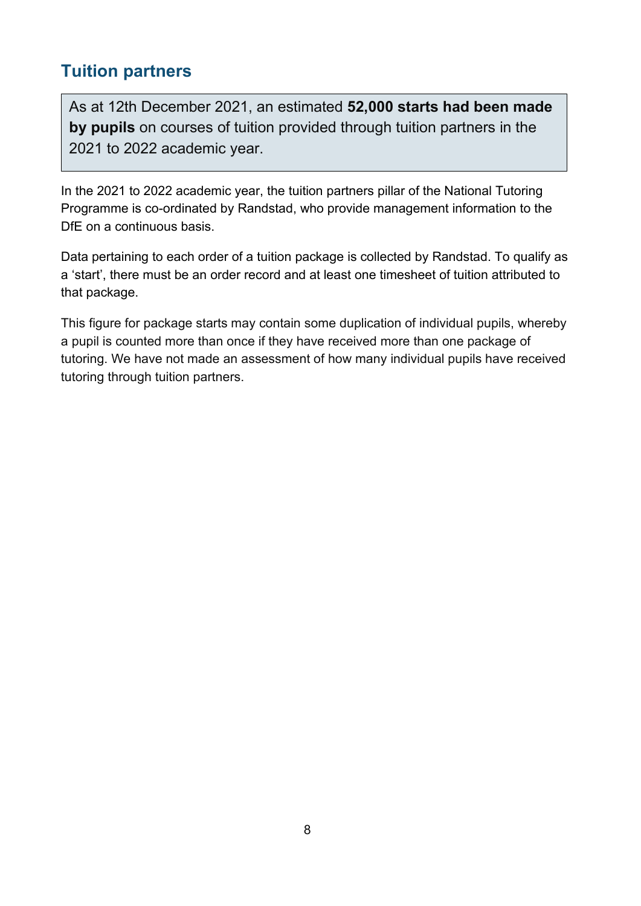## Tuition partners

As at 12th December 2021, an estimated **52,000 starts had been made by pupils** on courses of tuition provided through tuition partners in the 2021 to 2022 academic year.

In the 2021 to 2022 academic year, the tuition partners pillar of the National Tutoring Programme is co-ordinated by Randstad, who provide management information to the DfE on a continuous basis.

Data pertaining to each order of a tuition package is collected by Randstad. To qualify as a 'start', there must be an order record and at least one timesheet of tuition attributed to that package.

This figure for package starts may contain some duplication of individual pupils, whereby a pupil is counted more than once if they have received more than one package of tutoring. We have not made an assessment of how many individual pupils have received tutoring through tuition partners.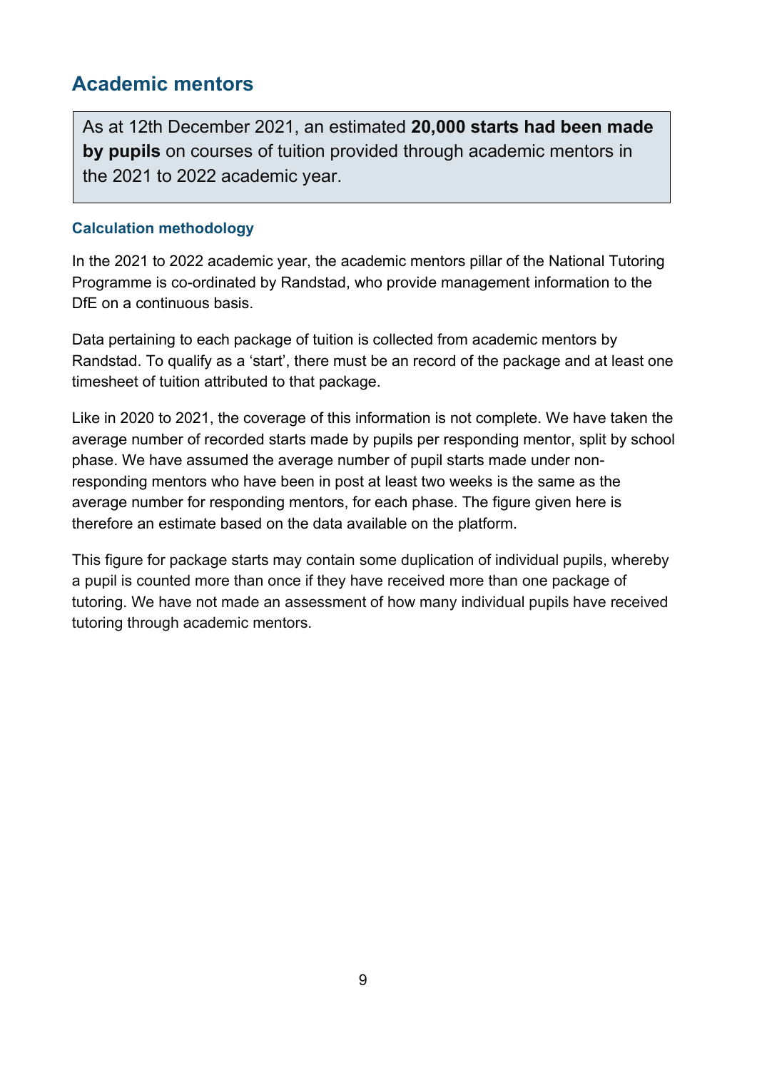## Academic mentors

As at 12th December 2021, an estimated **20,000 starts had been made by pupils** on courses of tuition provided through academic mentors in the 2021 to 2022 academic year.

### Calculation methodology

In the 2021 to 2022 academic year, the academic mentors pillar of the National Tutoring Programme is co-ordinated by Randstad, who provide management information to the DfE on a continuous basis.

Data pertaining to each package of tuition is collected from academic mentors by Randstad. To qualify as a 'start', there must be an record of the package and at least one timesheet of tuition attributed to that package.

Like in 2020 to 2021, the coverage of this information is not complete. We have taken the average number of recorded starts made by pupils per responding mentor, split by school phase. We have assumed the average number of pupil starts made under non-responding mentors who have been in post at least two weeks is the same as the average number for responding mentors, for each phase. The figure given here is therefore an estimate based on the data available on the platform.

This figure for package starts may contain some duplication of individual pupils, whereby a pupil is counted more than once if they have received more than one package of tutoring. We have not made an assessment of how many individual pupils have received tutoring through academic mentors.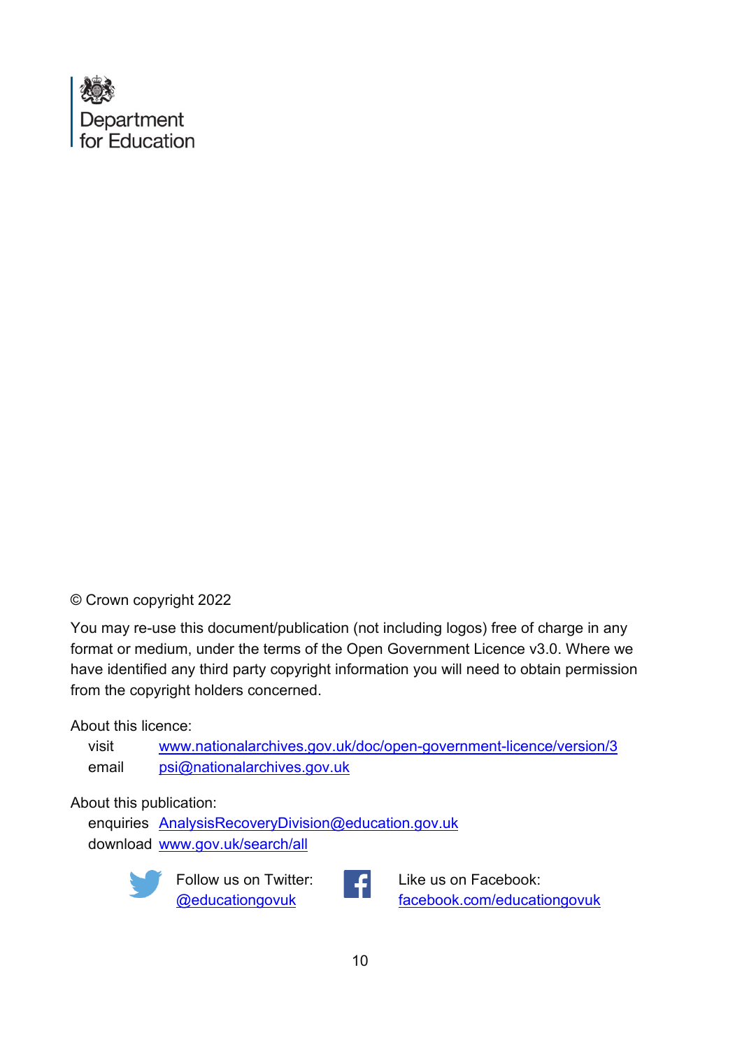Department for Education

© Crown copyright 2022

You may re-use this document/publication (not including logos) free of charge in any format or medium, under the terms of the Open Government Licence v3.0. Where we have identified any third party copyright information you will need to obtain permission from the copyright holders concerned.

About this licence:

visit [www.nationalarchives.gov.uk/doc/open-government-licence/version/3](http://www.nationalarchives.gov.uk/doc/open-government-licence/version/3)
email [psi@nationalarchives.gov.uk](mailto:psi@nationalarchives.gov.uk)

About this publication:

enquiries [AnalysisRecoveryDivision@education.gov.uk](mailto:AnalysisRecoveryDivision@education.gov.uk)
download [www.gov.uk/search/all](http://www.gov.uk/search/all)

Follow us on Twitter: [@educationgovuk](https://twitter.com/educationgovuk)

Like us on Facebook: [facebook.com/educationgovuk](https://www.facebook.com/educationgovuk)